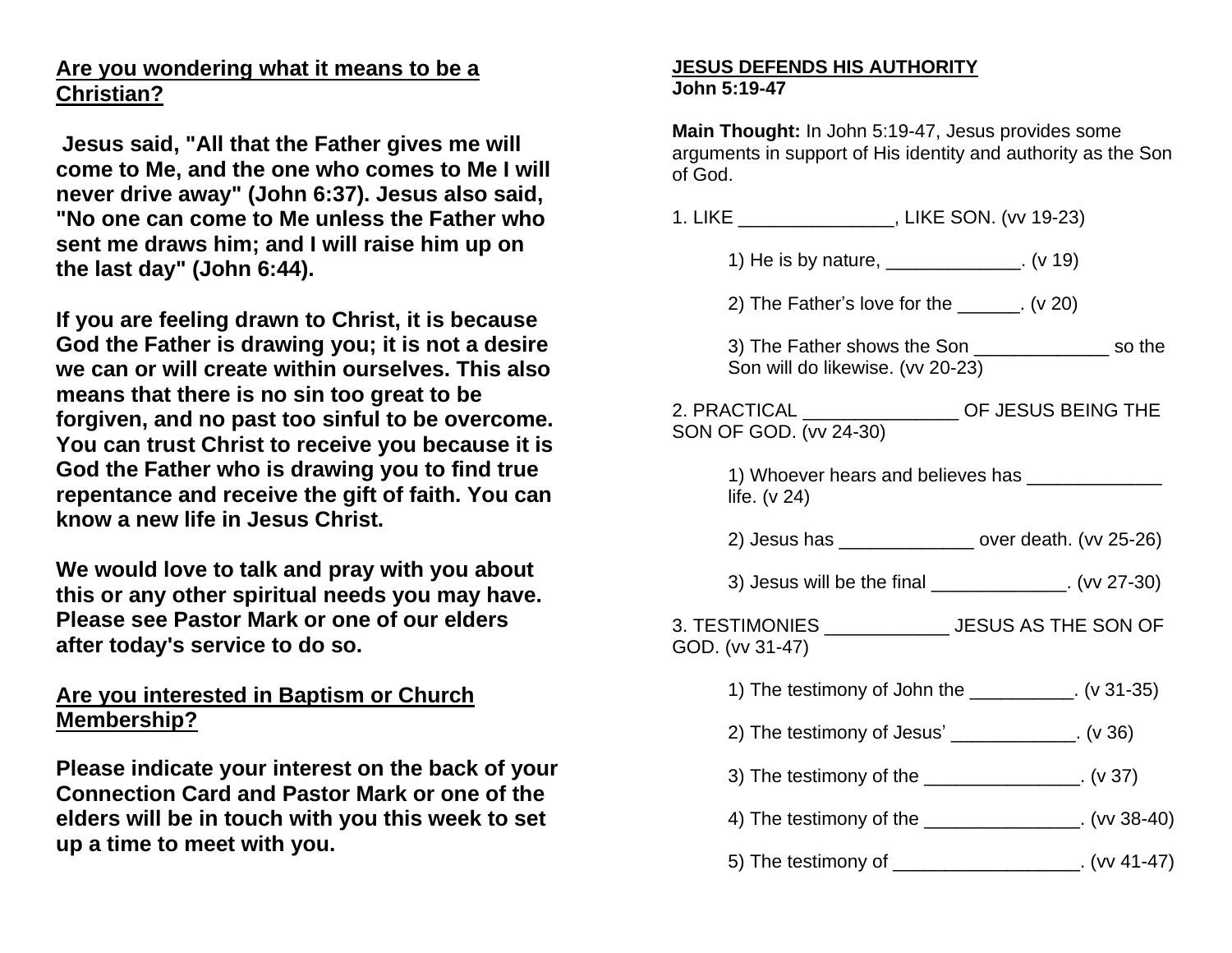## Are you wondering what it means to be a Christian?

**Jesus said, "All that the Father gives me will come to Me, and the one who comes to Me I will never drive away" (John 6:37). Jesus also said, "No one can come to Me unless the Father who sent me draws him; and I will raise him up on the last day" (John 6:44).**

**If you are feeling drawn to Christ, it is because God the Father is drawing you; it is not a desire we can or will create within ourselves. This also means that there is no sin too great to be forgiven, and no past too sinful to be overcome. You can trust Christ to receive you because it is God the Father who is drawing you to find true repentance and receive the gift of faith. You can know a new life in Jesus Christ.**

**We would love to talk and pray with you about this or any other spiritual needs you may have. Please see Pastor Mark or one of our elders after today's service to do so.**

## Are you interested in Baptism or Church Membership?

**Please indicate your interest on the back of your Connection Card and Pastor Mark or one of the elders will be in touch with you this week to set up a time to meet with you.**

## JESUS DEFENDS HIS AUTHORITY
**John 5:19-47**

**Main Thought:** In John 5:19-47, Jesus provides some arguments in support of His identity and authority as the Son of God.

1. LIKE _______________, LIKE SON. (vv 19-23)

    1) He is by nature, _____________. (v 19)

    2) The Father's love for the ______. (v 20)

    3) The Father shows the Son _____________ so the Son will do likewise. (vv 20-23)

2. PRACTICAL _______________ OF JESUS BEING THE SON OF GOD. (vv 24-30)

    1) Whoever hears and believes has _____________ life. (v 24)

    2) Jesus has _____________ over death. (vv 25-26)

    3) Jesus will be the final _____________. (vv 27-30)

3. TESTIMONIES ____________ JESUS AS THE SON OF GOD. (vv 31-47)

    1) The testimony of John the __________. (v 31-35)

    2) The testimony of Jesus' ____________. (v 36)

    3) The testimony of the _______________. (v 37)

    4) The testimony of the _______________. (vv 38-40)

    5) The testimony of __________________. (vv 41-47)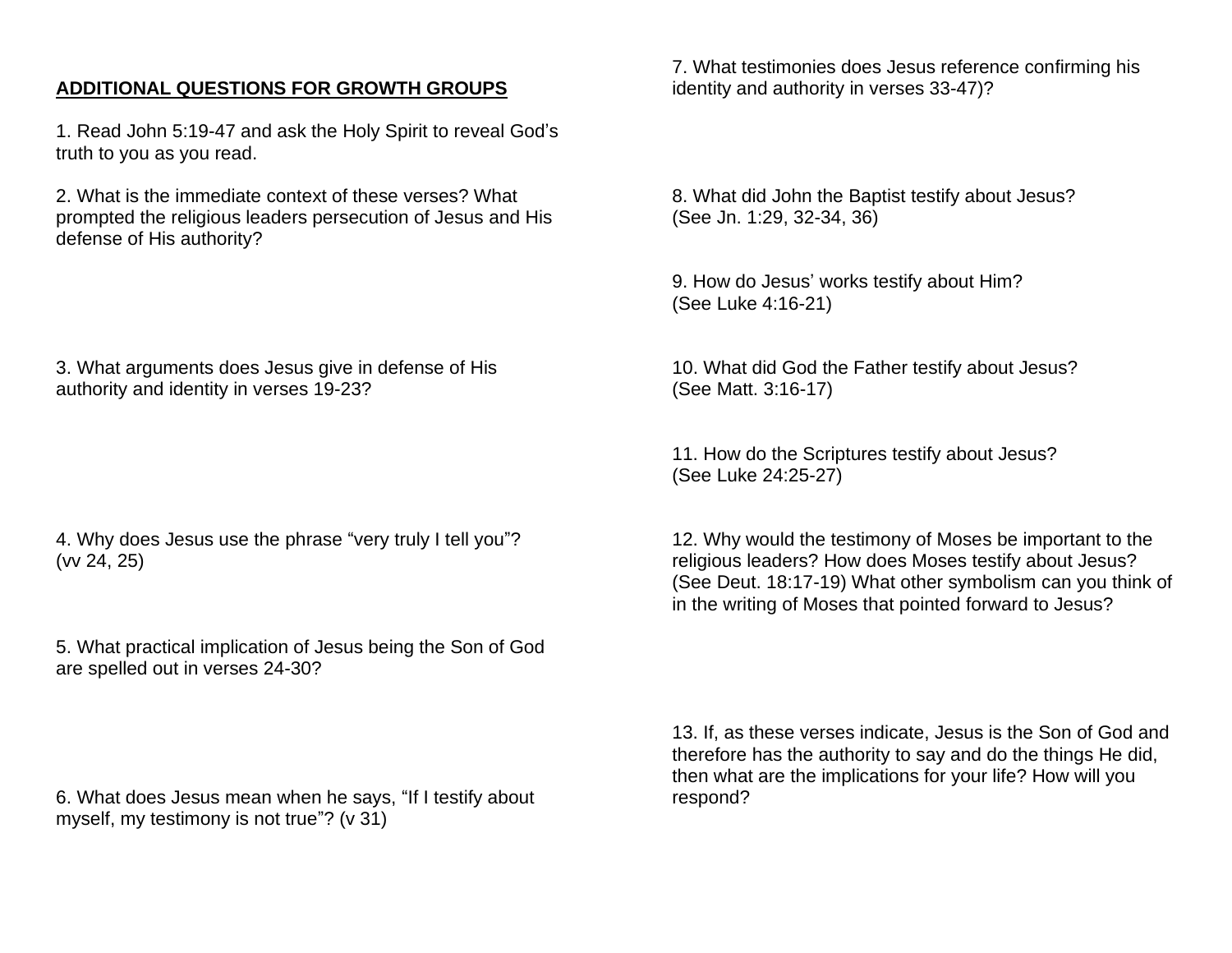**ADDITIONAL QUESTIONS FOR GROWTH GROUPS**

1. Read John 5:19-47 and ask the Holy Spirit to reveal God's truth to you as you read.

2. What is the immediate context of these verses? What prompted the religious leaders persecution of Jesus and His defense of His authority?

3. What arguments does Jesus give in defense of His authority and identity in verses 19-23?

4. Why does Jesus use the phrase "very truly I tell you"? (vv 24, 25)

5. What practical implication of Jesus being the Son of God are spelled out in verses 24-30?

6. What does Jesus mean when he says, "If I testify about myself, my testimony is not true"? (v 31)

7. What testimonies does Jesus reference confirming his identity and authority in verses 33-47)?

8. What did John the Baptist testify about Jesus? (See Jn. 1:29, 32-34, 36)

9. How do Jesus' works testify about Him? (See Luke 4:16-21)

10. What did God the Father testify about Jesus? (See Matt. 3:16-17)

11. How do the Scriptures testify about Jesus? (See Luke 24:25-27)

12. Why would the testimony of Moses be important to the religious leaders? How does Moses testify about Jesus? (See Deut. 18:17-19) What other symbolism can you think of in the writing of Moses that pointed forward to Jesus?

13. If, as these verses indicate, Jesus is the Son of God and therefore has the authority to say and do the things He did, then what are the implications for your life? How will you respond?